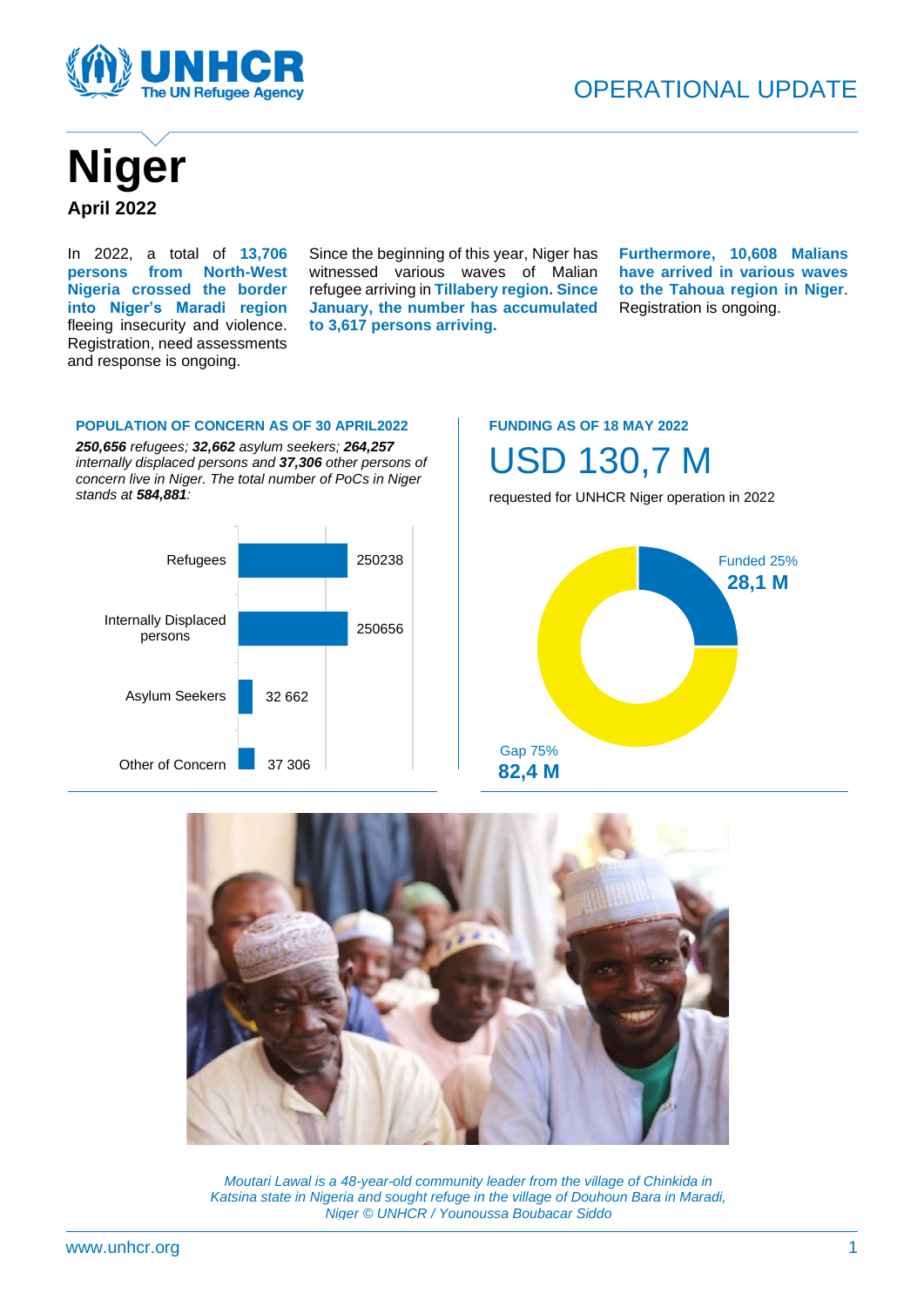OPERATIONAL UPDATE

# Niger

**April 2022**

In 2022, a total of **13,706 persons from North-West Nigeria crossed the border into Niger's Maradi region** fleeing insecurity and violence. Registration, need assessments and response is ongoing.

Since the beginning of this year, Niger has witnessed various waves of Malian refugee arriving in **Tillabery region. Since January, the number has accumulated to 3,617 persons arriving.**

**Furthermore, 10,608 Malians have arrived in various waves to the Tahoua region in Niger**. Registration is ongoing.

## POPULATION OF CONCERN AS OF 30 APRIL2022

***250,656** refugees; **32,662** asylum seekers; **264,257** internally displaced persons and **37,306** other persons of concern live in Niger. The total number of PoCs in Niger stands at **584,881**:*

| Category | Number |
|---|---|
| Refugees | 250238 |
| Internally Displaced persons | 250656 |
| Asylum Seekers | 32 662 |
| Other of Concern | 37 306 |

## FUNDING AS OF 18 MAY 2022

# USD 130,7 M

requested for UNHCR Niger operation in 2022

Funded 25%
**28,1 M**

Gap 75%
**82,4 M**

*Moutari Lawal is a 48-year-old community leader from the village of Chinkida in Katsina state in Nigeria and sought refuge in the village of Douhoun Bara in Maradi, Niger © UNHCR / Younoussa Boubacar Siddo*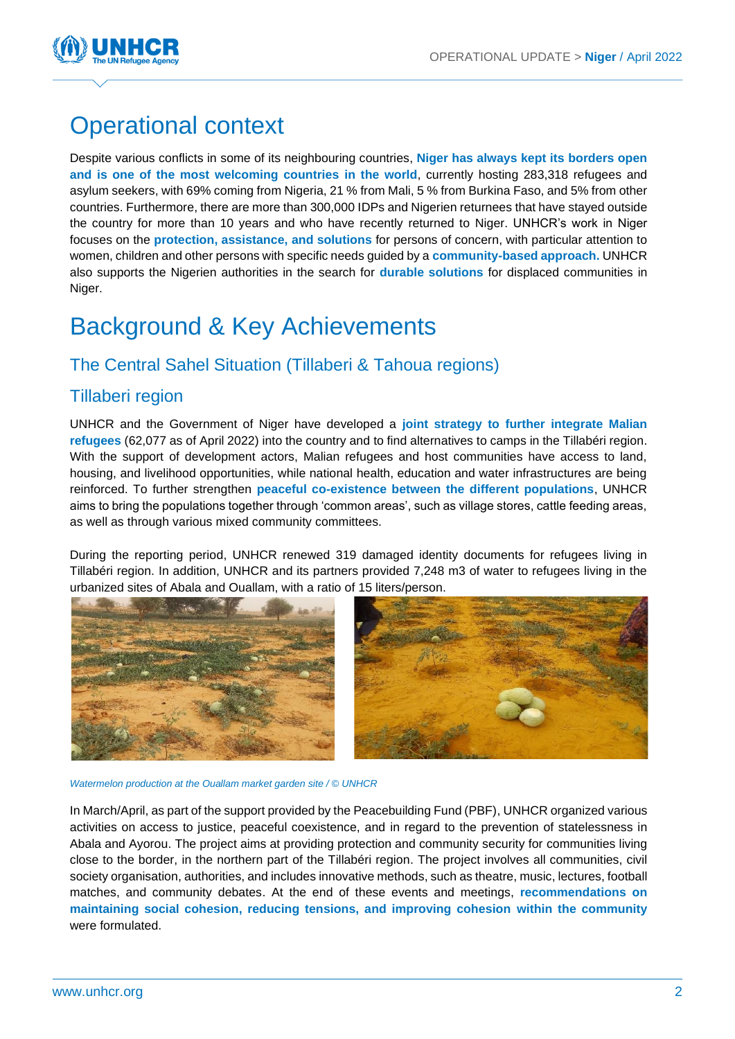# Operational context

Despite various conflicts in some of its neighbouring countries, **Niger has always kept its borders open and is one of the most welcoming countries in the world**, currently hosting 283,318 refugees and asylum seekers, with 69% coming from Nigeria, 21 % from Mali, 5 % from Burkina Faso, and 5% from other countries. Furthermore, there are more than 300,000 IDPs and Nigerien returnees that have stayed outside the country for more than 10 years and who have recently returned to Niger. UNHCR's work in Niger focuses on the **protection, assistance, and solutions** for persons of concern, with particular attention to women, children and other persons with specific needs guided by a **community-based approach.** UNHCR also supports the Nigerien authorities in the search for **durable solutions** for displaced communities in Niger.

# Background & Key Achievements

## The Central Sahel Situation (Tillaberi & Tahoua regions)

## Tillaberi region

UNHCR and the Government of Niger have developed a **joint strategy to further integrate Malian refugees** (62,077 as of April 2022) into the country and to find alternatives to camps in the Tillabéri region. With the support of development actors, Malian refugees and host communities have access to land, housing, and livelihood opportunities, while national health, education and water infrastructures are being reinforced. To further strengthen **peaceful co-existence between the different populations**, UNHCR aims to bring the populations together through 'common areas', such as village stores, cattle feeding areas, as well as through various mixed community committees.

During the reporting period, UNHCR renewed 319 damaged identity documents for refugees living in Tillabéri region. In addition, UNHCR and its partners provided 7,248 m3 of water to refugees living in the urbanized sites of Abala and Ouallam, with a ratio of 15 liters/person.

*Watermelon production at the Ouallam market garden site / © UNHCR*

In March/April, as part of the support provided by the Peacebuilding Fund (PBF), UNHCR organized various activities on access to justice, peaceful coexistence, and in regard to the prevention of statelessness in Abala and Ayorou. The project aims at providing protection and community security for communities living close to the border, in the northern part of the Tillabéri region. The project involves all communities, civil society organisation, authorities, and includes innovative methods, such as theatre, music, lectures, football matches, and community debates. At the end of these events and meetings, **recommendations on maintaining social cohesion, reducing tensions, and improving cohesion within the community** were formulated.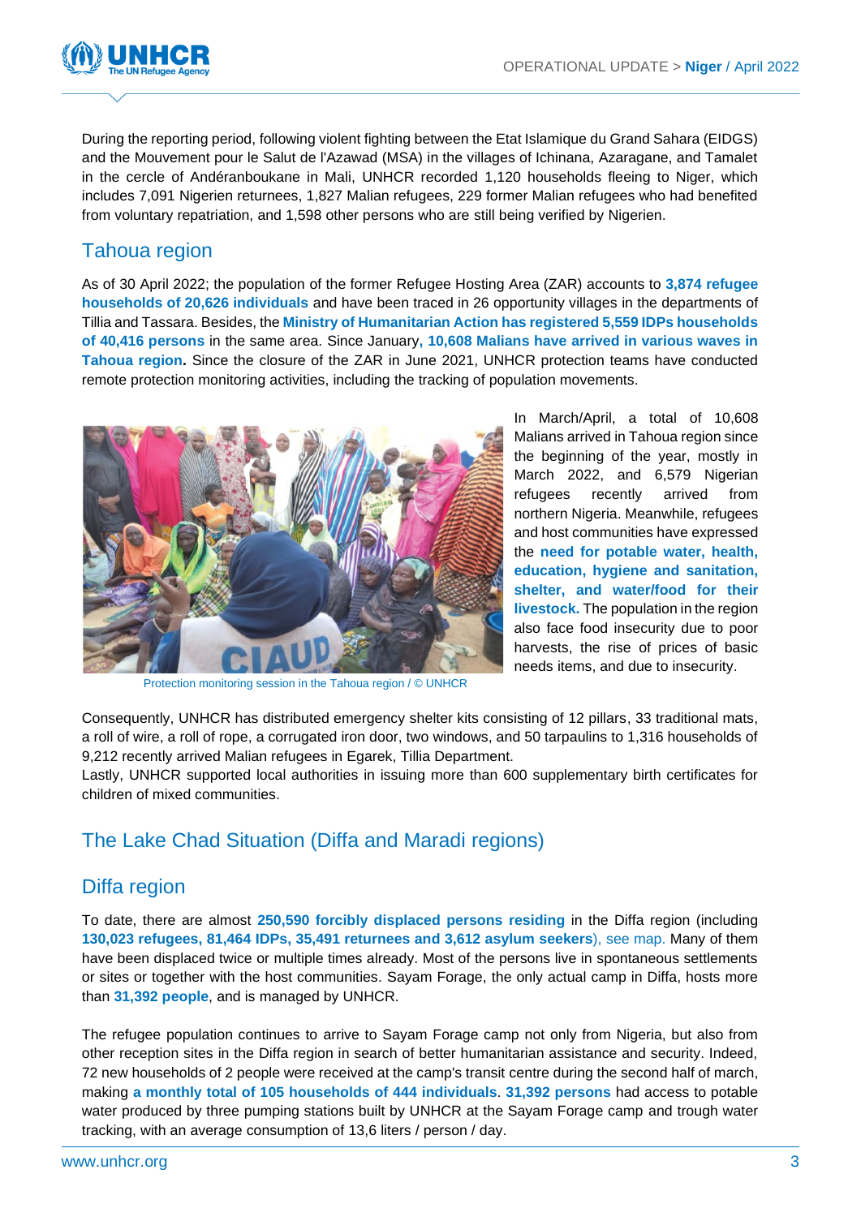During the reporting period, following violent fighting between the Etat Islamique du Grand Sahara (EIDGS) and the Mouvement pour le Salut de l'Azawad (MSA) in the villages of Ichinana, Azaragane, and Tamalet in the cercle of Andéranboukane in Mali, UNHCR recorded 1,120 households fleeing to Niger, which includes 7,091 Nigerien returnees, 1,827 Malian refugees, 229 former Malian refugees who had benefited from voluntary repatriation, and 1,598 other persons who are still being verified by Nigerien.

## Tahoua region

As of 30 April 2022; the population of the former Refugee Hosting Area (ZAR) accounts to **3,874 refugee households of 20,626 individuals** and have been traced in 26 opportunity villages in the departments of Tillia and Tassara. Besides, the **Ministry of Humanitarian Action has registered 5,559 IDPs households of 40,416 persons** in the same area. Since January, **10,608 Malians have arrived in various waves in Tahoua region.** Since the closure of the ZAR in June 2021, UNHCR protection teams have conducted remote protection monitoring activities, including the tracking of population movements.

Protection monitoring session in the Tahoua region / © UNHCR

In March/April, a total of 10,608 Malians arrived in Tahoua region since the beginning of the year, mostly in March 2022, and 6,579 Nigerian refugees recently arrived from northern Nigeria. Meanwhile, refugees and host communities have expressed the **need for potable water, health, education, hygiene and sanitation, shelter, and water/food for their livestock.** The population in the region also face food insecurity due to poor harvests, the rise of prices of basic needs items, and due to insecurity.

Consequently, UNHCR has distributed emergency shelter kits consisting of 12 pillars, 33 traditional mats, a roll of wire, a roll of rope, a corrugated iron door, two windows, and 50 tarpaulins to 1,316 households of 9,212 recently arrived Malian refugees in Egarek, Tillia Department.
Lastly, UNHCR supported local authorities in issuing more than 600 supplementary birth certificates for children of mixed communities.

## The Lake Chad Situation (Diffa and Maradi regions)

## Diffa region

To date, there are almost **250,590 forcibly displaced persons residing** in the Diffa region (including **130,023 refugees, 81,464 IDPs, 35,491 returnees and 3,612 asylum seekers**), see map. Many of them have been displaced twice or multiple times already. Most of the persons live in spontaneous settlements or sites or together with the host communities. Sayam Forage, the only actual camp in Diffa, hosts more than **31,392 people**, and is managed by UNHCR.

The refugee population continues to arrive to Sayam Forage camp not only from Nigeria, but also from other reception sites in the Diffa region in search of better humanitarian assistance and security. Indeed, 72 new households of 2 people were received at the camp's transit centre during the second half of march, making **a monthly total of 105 households of 444 individuals**. **31,392 persons** had access to potable water produced by three pumping stations built by UNHCR at the Sayam Forage camp and trough water tracking, with an average consumption of 13,6 liters / person / day.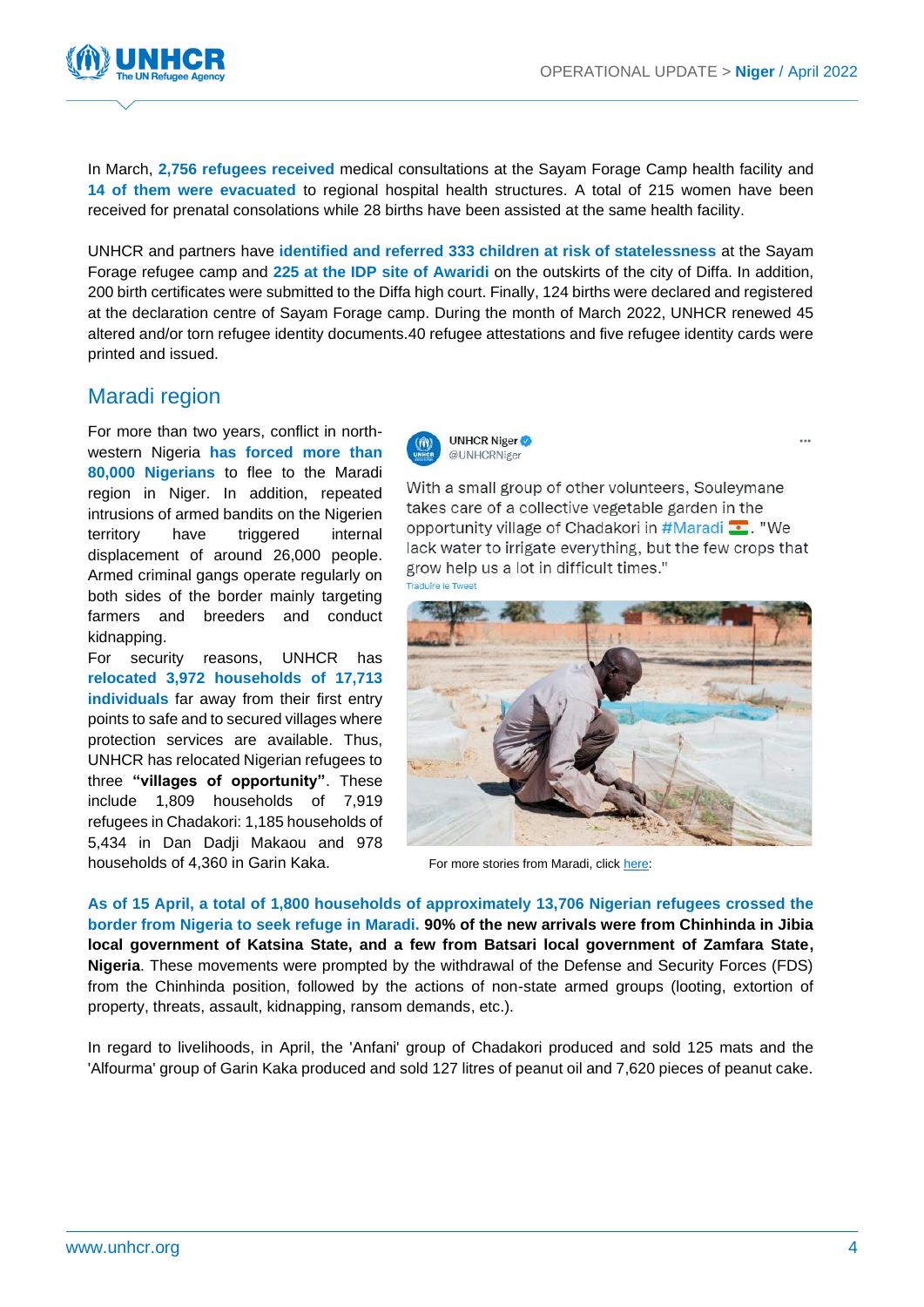In March, **2,756 refugees received** medical consultations at the Sayam Forage Camp health facility and **14 of them were evacuated** to regional hospital health structures. A total of 215 women have been received for prenatal consolations while 28 births have been assisted at the same health facility.

UNHCR and partners have **identified and referred 333 children at risk of statelessness** at the Sayam Forage refugee camp and **225 at the IDP site of Awaridi** on the outskirts of the city of Diffa. In addition, 200 birth certificates were submitted to the Diffa high court. Finally, 124 births were declared and registered at the declaration centre of Sayam Forage camp. During the month of March 2022, UNHCR renewed 45 altered and/or torn refugee identity documents.40 refugee attestations and five refugee identity cards were printed and issued.

## Maradi region

For more than two years, conflict in north-western Nigeria **has forced more than 80,000 Nigerians** to flee to the Maradi region in Niger. In addition, repeated intrusions of armed bandits on the Nigerien territory have triggered internal displacement of around 26,000 people. Armed criminal gangs operate regularly on both sides of the border mainly targeting farmers and breeders and conduct kidnapping.

For security reasons, UNHCR has **relocated 3,972 households of 17,713 individuals** far away from their first entry points to safe and to secured villages where protection services are available. Thus, UNHCR has relocated Nigerian refugees to three **"villages of opportunity"**. These include 1,809 households of 7,919 refugees in Chadakori: 1,185 households of 5,434 in Dan Dadji Makaou and 978 households of 4,360 in Garin Kaka.

UNHCR Niger
@UNHCRNiger

With a small group of other volunteers, Souleymane takes care of a collective vegetable garden in the opportunity village of Chadakori in #Maradi 🇳🇪. "We lack water to irrigate everything, but the few crops that grow help us a lot in difficult times."

Traduire le Tweet

For more stories from Maradi, click [here](here):

**As of 15 April, a total of 1,800 households of approximately 13,706 Nigerian refugees crossed the border from Nigeria to seek refuge in Maradi. 90% of the new arrivals were from Chinhinda in Jibia local government of Katsina State, and a few from Batsari local government of Zamfara State, Nigeria**. These movements were prompted by the withdrawal of the Defense and Security Forces (FDS) from the Chinhinda position, followed by the actions of non-state armed groups (looting, extortion of property, threats, assault, kidnapping, ransom demands, etc.).

In regard to livelihoods, in April, the 'Anfani' group of Chadakori produced and sold 125 mats and the 'Alfourma' group of Garin Kaka produced and sold 127 litres of peanut oil and 7,620 pieces of peanut cake.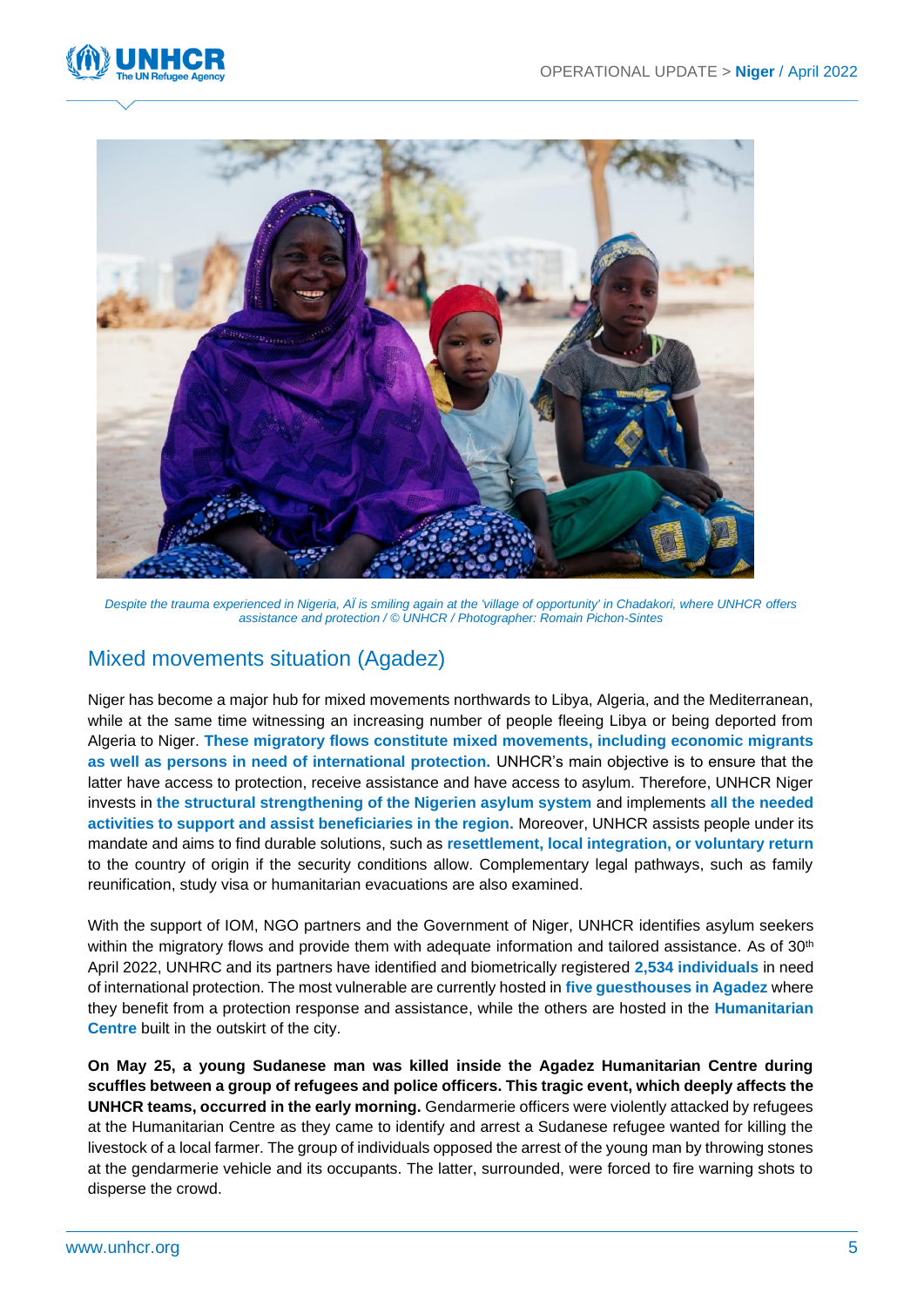*Despite the trauma experienced in Nigeria, AÏ is smiling again at the 'village of opportunity' in Chadakori, where UNHCR offers assistance and protection / © UNHCR / Photographer: Romain Pichon-Sintes*

## Mixed movements situation (Agadez)

Niger has become a major hub for mixed movements northwards to Libya, Algeria, and the Mediterranean, while at the same time witnessing an increasing number of people fleeing Libya or being deported from Algeria to Niger. **These migratory flows constitute mixed movements, including economic migrants as well as persons in need of international protection.** UNHCR's main objective is to ensure that the latter have access to protection, receive assistance and have access to asylum. Therefore, UNHCR Niger invests in **the structural strengthening of the Nigerien asylum system** and implements **all the needed activities to support and assist beneficiaries in the region.** Moreover, UNHCR assists people under its mandate and aims to find durable solutions, such as **resettlement, local integration, or voluntary return** to the country of origin if the security conditions allow. Complementary legal pathways, such as family reunification, study visa or humanitarian evacuations are also examined.

With the support of IOM, NGO partners and the Government of Niger, UNHCR identifies asylum seekers within the migratory flows and provide them with adequate information and tailored assistance. As of 30th April 2022, UNHRC and its partners have identified and biometrically registered **2,534 individuals** in need of international protection. The most vulnerable are currently hosted in **five guesthouses in Agadez** where they benefit from a protection response and assistance, while the others are hosted in the **Humanitarian Centre** built in the outskirt of the city.

**On May 25, a young Sudanese man was killed inside the Agadez Humanitarian Centre during scuffles between a group of refugees and police officers. This tragic event, which deeply affects the UNHCR teams, occurred in the early morning.** Gendarmerie officers were violently attacked by refugees at the Humanitarian Centre as they came to identify and arrest a Sudanese refugee wanted for killing the livestock of a local farmer. The group of individuals opposed the arrest of the young man by throwing stones at the gendarmerie vehicle and its occupants. The latter, surrounded, were forced to fire warning shots to disperse the crowd.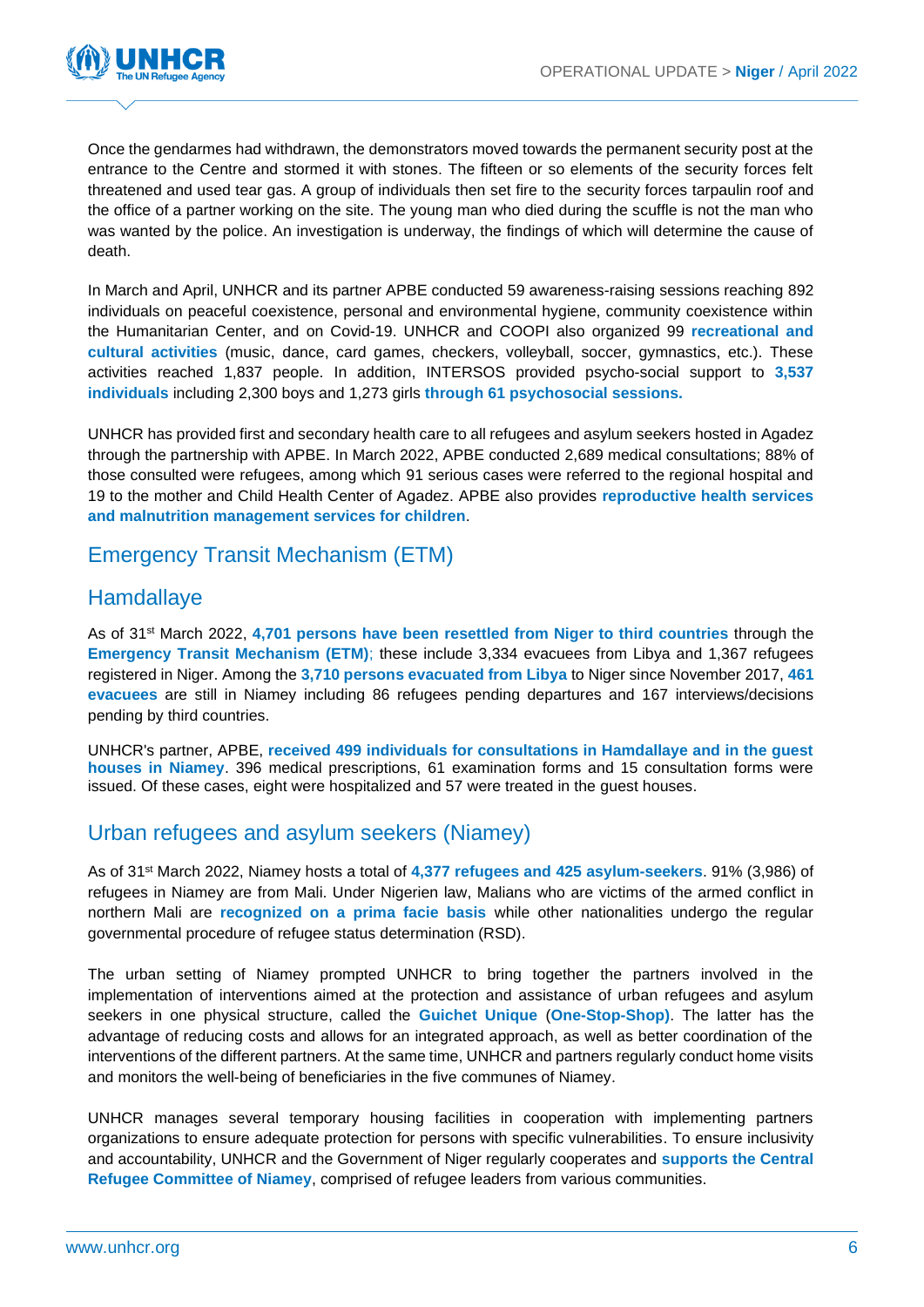Once the gendarmes had withdrawn, the demonstrators moved towards the permanent security post at the entrance to the Centre and stormed it with stones. The fifteen or so elements of the security forces felt threatened and used tear gas. A group of individuals then set fire to the security forces tarpaulin roof and the office of a partner working on the site. The young man who died during the scuffle is not the man who was wanted by the police. An investigation is underway, the findings of which will determine the cause of death.

In March and April, UNHCR and its partner APBE conducted 59 awareness-raising sessions reaching 892 individuals on peaceful coexistence, personal and environmental hygiene, community coexistence within the Humanitarian Center, and on Covid-19. UNHCR and COOPI also organized 99 **recreational and cultural activities** (music, dance, card games, checkers, volleyball, soccer, gymnastics, etc.). These activities reached 1,837 people. In addition, INTERSOS provided psycho-social support to **3,537 individuals** including 2,300 boys and 1,273 girls **through 61 psychosocial sessions.**

UNHCR has provided first and secondary health care to all refugees and asylum seekers hosted in Agadez through the partnership with APBE. In March 2022, APBE conducted 2,689 medical consultations; 88% of those consulted were refugees, among which 91 serious cases were referred to the regional hospital and 19 to the mother and Child Health Center of Agadez. APBE also provides **reproductive health services and malnutrition management services for children**.

## Emergency Transit Mechanism (ETM)

## Hamdallaye

As of 31st March 2022, **4,701 persons have been resettled from Niger to third countries** through the **Emergency Transit Mechanism (ETM)**; these include 3,334 evacuees from Libya and 1,367 refugees registered in Niger. Among the **3,710 persons evacuated from Libya** to Niger since November 2017, **461 evacuees** are still in Niamey including 86 refugees pending departures and 167 interviews/decisions pending by third countries.

UNHCR's partner, APBE, **received 499 individuals for consultations in Hamdallaye and in the guest houses in Niamey**. 396 medical prescriptions, 61 examination forms and 15 consultation forms were issued. Of these cases, eight were hospitalized and 57 were treated in the guest houses.

## Urban refugees and asylum seekers (Niamey)

As of 31st March 2022, Niamey hosts a total of **4,377 refugees and 425 asylum-seekers**. 91% (3,986) of refugees in Niamey are from Mali. Under Nigerien law, Malians who are victims of the armed conflict in northern Mali are **recognized on a prima facie basis** while other nationalities undergo the regular governmental procedure of refugee status determination (RSD).

The urban setting of Niamey prompted UNHCR to bring together the partners involved in the implementation of interventions aimed at the protection and assistance of urban refugees and asylum seekers in one physical structure, called the **Guichet Unique** (**One-Stop-Shop)**. The latter has the advantage of reducing costs and allows for an integrated approach, as well as better coordination of the interventions of the different partners. At the same time, UNHCR and partners regularly conduct home visits and monitors the well-being of beneficiaries in the five communes of Niamey.

UNHCR manages several temporary housing facilities in cooperation with implementing partners organizations to ensure adequate protection for persons with specific vulnerabilities. To ensure inclusivity and accountability, UNHCR and the Government of Niger regularly cooperates and **supports the Central Refugee Committee of Niamey**, comprised of refugee leaders from various communities.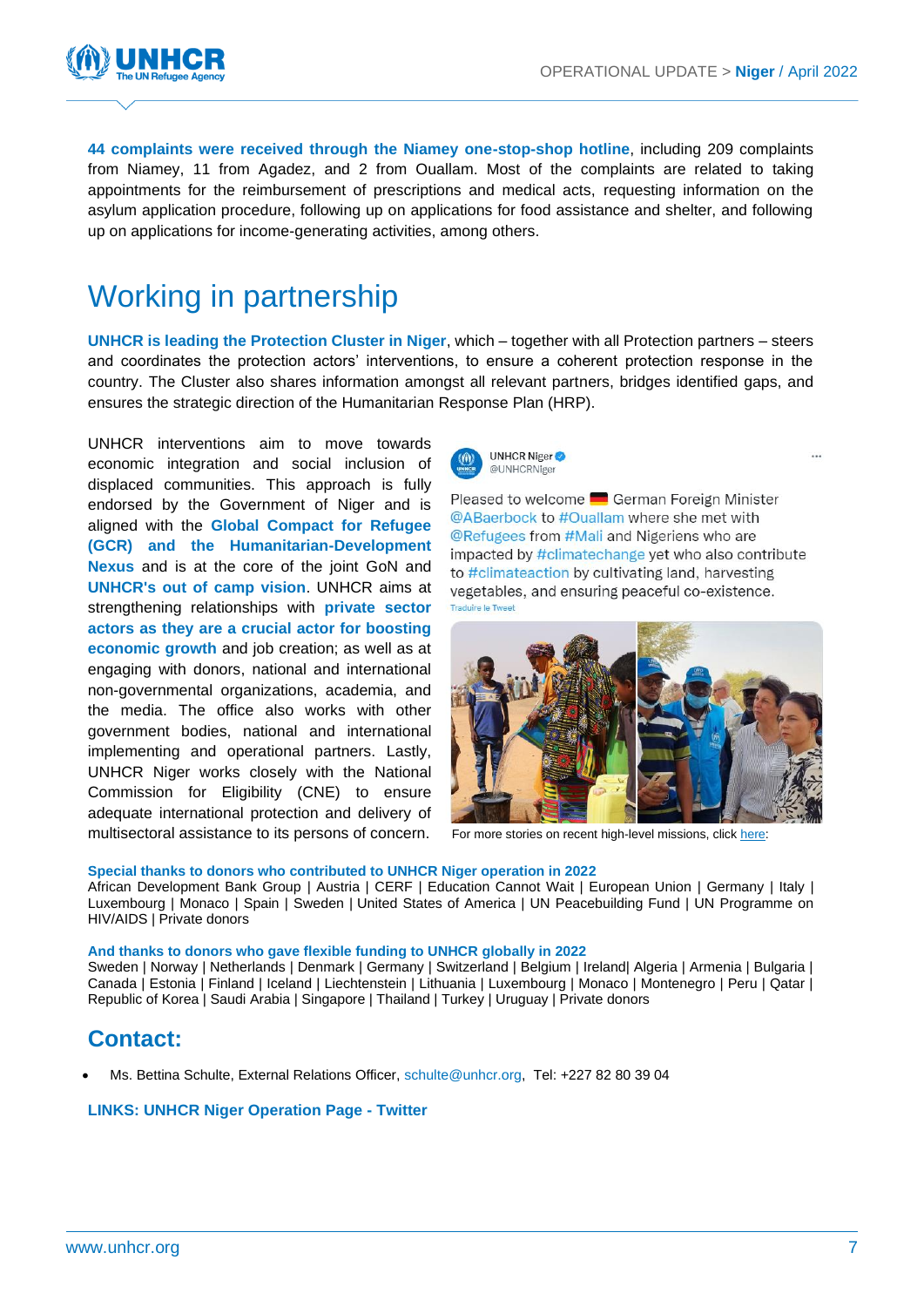**44 complaints were received through the Niamey one-stop-shop hotline**, including 209 complaints from Niamey, 11 from Agadez, and 2 from Ouallam. Most of the complaints are related to taking appointments for the reimbursement of prescriptions and medical acts, requesting information on the asylum application procedure, following up on applications for food assistance and shelter, and following up on applications for income-generating activities, among others.

# Working in partnership

**UNHCR is leading the Protection Cluster in Niger**, which – together with all Protection partners – steers and coordinates the protection actors' interventions, to ensure a coherent protection response in the country. The Cluster also shares information amongst all relevant partners, bridges identified gaps, and ensures the strategic direction of the Humanitarian Response Plan (HRP).

UNHCR interventions aim to move towards economic integration and social inclusion of displaced communities. This approach is fully endorsed by the Government of Niger and is aligned with the **Global Compact for Refugee (GCR) and the Humanitarian-Development Nexus** and is at the core of the joint GoN and **UNHCR's out of camp vision**. UNHCR aims at strengthening relationships with **private sector actors as they are a crucial actor for boosting economic growth** and job creation; as well as at engaging with donors, national and international non-governmental organizations, academia, and the media. The office also works with other government bodies, national and international implementing and operational partners. Lastly, UNHCR Niger works closely with the National Commission for Eligibility (CNE) to ensure adequate international protection and delivery of multisectoral assistance to its persons of concern.

UNHCR Niger @UNHCRNiger

Pleased to welcome German Foreign Minister @ABaerbock to #Ouallam where she met with @Refugees from #Mali and Nigeriens who are impacted by #climatechange yet who also contribute to #climateaction by cultivating land, harvesting vegetables, and ensuring peaceful co-existence.

Traduire le Tweet

For more stories on recent high-level missions, click here:

**Special thanks to donors who contributed to UNHCR Niger operation in 2022**

African Development Bank Group | Austria | CERF | Education Cannot Wait | European Union | Germany | Italy | Luxembourg | Monaco | Spain | Sweden | United States of America | UN Peacebuilding Fund | UN Programme on HIV/AIDS | Private donors

**And thanks to donors who gave flexible funding to UNHCR globally in 2022**

Sweden | Norway | Netherlands | Denmark | Germany | Switzerland | Belgium | Ireland| Algeria | Armenia | Bulgaria | Canada | Estonia | Finland | Iceland | Liechtenstein | Lithuania | Luxembourg | Monaco | Montenegro | Peru | Qatar | Republic of Korea | Saudi Arabia | Singapore | Thailand | Turkey | Uruguay | Private donors

## Contact:

- Ms. Bettina Schulte, External Relations Officer, schulte@unhcr.org, Tel: +227 82 80 39 04

**LINKS: UNHCR Niger Operation Page - Twitter**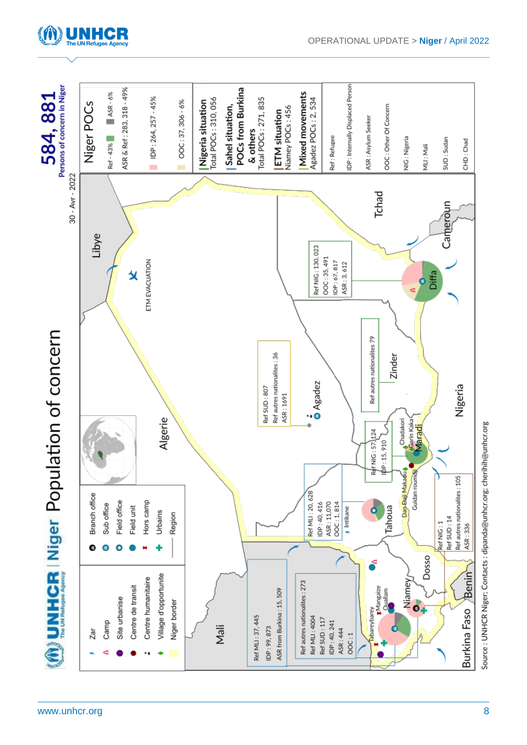# UNHCR | Niger Population of concern

**584, 881**
Persons of concern in Niger

30 - Avr - 2022

## Niger POCs

Ref - 43% ASR - 6%
ASR & Ref : 283, 318 - 49%
IDP : 264, 257 - 45%
OOC : 37, 306 - 6%

**Nigeria situation**
Total POCs : 310, 056

**Sahel situation, POCs from Burkina & others**
Total POCs : 271, 835

**ETM situation**
Niamey POCs : 456

**Mixed movements**
Agadez POCs : 2, 534

Ref : Refugee
IDP : Internally Displaced Person
ASR : Asylum Seeker
OOC : Other Of Concern
NIG : Nigeria
MLI : Mali
SUD : Sudan
CHD : Chad

Zar
Camp
Site urbanise
Centre de transit
Centre humanitaire
Village d'opportunite
Niger border

Branch office
Sub office
Field office
Field unit
Hors camp
Urbains
Region

Libye
Algerie
Mali
Tchad
Cameroun
Nigeria
Benin
Burkina Faso

ETM EVACUATION

Diffa
Ref NIG : 130, 023
OOC : 35, 491
IDP : 67, 817
ASR : 3, 612

Zinder
Ref autres nationalites 79

Agadez
Ref SUD : 807
Ref autres nationalites : 36
ASR : 1691

Maradi
Chadakori
Garin Kaka
Dan Daji Makaou
Guidan roumdji
Ref NIG : 57, 124
IDP : 15, 910

Tahoua
Intikane
Ref MLI : 20, 628
IDP : 40, 416
ASR : 11,070
OOC : 1, 814

Dosso
Ref NIG : 1
Ref SUD : 14
Ref autres nationalites : 105
ASR : 336

Niamey
Tabareybarey
Mangaize
Ouallam
Ref autres nationalites : 273
Ref MLI : 4004
Ref SUD : 117
IDP : 40, 241
ASR : 444
OOC : 1

Ref MLI : 37, 445
IDP : 99, 873
ASR from Burkina : 15, 509

Source : UNHCR Niger; Contacts : dipanda@unhcr.org; cherihih@unhcr.org